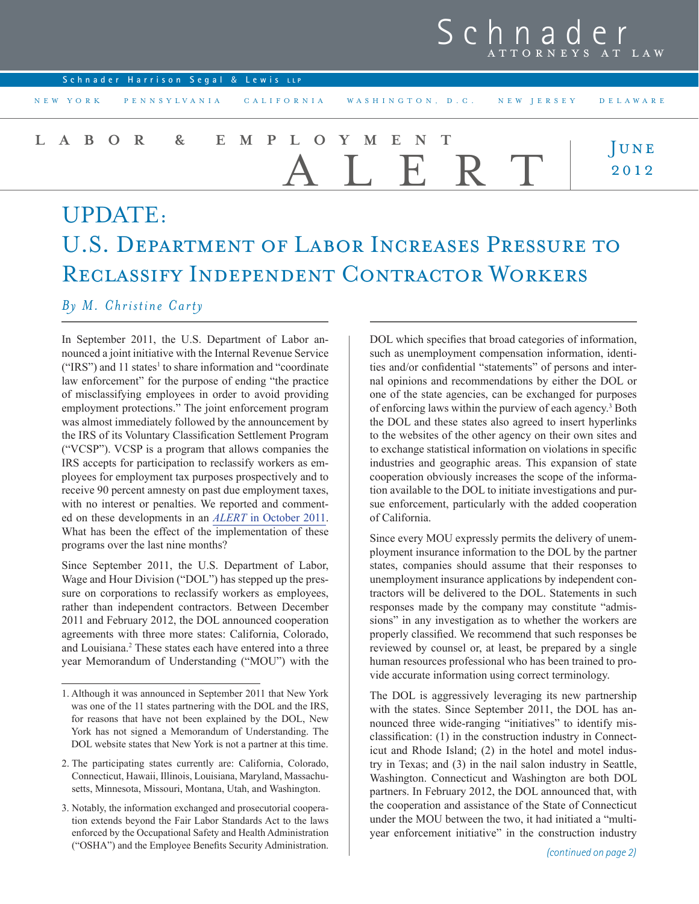Schnader

ATTORNEYS AT LAW

Schnader Harrison Segal & Lewis LLP

NEW YORK PENNSYLVANIA CALIFORNIA WASHINGTON, D.C. NEW JERSEY DELAWARE

LABOR & EMPLOYMENT ALERT

June 2012

# UPDATE: U.S. Department of Labor Increases Pressure to Reclassify Independent Contractor Workers

*By M. Christine Carty*

In September 2011, the U.S. Department of Labor announced a joint initiative with the Internal Revenue Service ("IRS") and 11 states[1] to share information and "coordinate law enforcement" for the purpose of ending "the practice of misclassifying employees in order to avoid providing employment protections." The joint enforcement program was almost immediately followed by the announcement by the IRS of its Voluntary Classification Settlement Program ("VCSP"). VCSP is a program that allows companies the IRS accepts for participation to reclassify workers as employees for employment tax purposes prospectively and to receive 90 percent amnesty on past due employment taxes, with no interest or penalties. We reported and commented on these developments in an *ALERT* in October 2011. What has been the effect of the implementation of these programs over the last nine months?

Since September 2011, the U.S. Department of Labor, Wage and Hour Division ("DOL") has stepped up the pressure on corporations to reclassify workers as employees, rather than independent contractors. Between December 2011 and February 2012, the DOL announced cooperation agreements with three more states: California, Colorado, and Louisiana.[2] These states each have entered into a three year Memorandum of Understanding ("MOU") with the DOL which specifies that broad categories of information, such as unemployment compensation information, identities and/or confidential "statements" of persons and internal opinions and recommendations by either the DOL or one of the state agencies, can be exchanged for purposes of enforcing laws within the purview of each agency.[3] Both the DOL and these states also agreed to insert hyperlinks to the websites of the other agency on their own sites and to exchange statistical information on violations in specific industries and geographic areas. This expansion of state cooperation obviously increases the scope of the information available to the DOL to initiate investigations and pursue enforcement, particularly with the added cooperation of California.

Since every MOU expressly permits the delivery of unemployment insurance information to the DOL by the partner states, companies should assume that their responses to unemployment insurance applications by independent contractors will be delivered to the DOL. Statements in such responses made by the company may constitute "admissions" in any investigation as to whether the workers are properly classified. We recommend that such responses be reviewed by counsel or, at least, be prepared by a single human resources professional who has been trained to provide accurate information using correct terminology.

The DOL is aggressively leveraging its new partnership with the states. Since September 2011, the DOL has announced three wide-ranging "initiatives" to identify misclassification: (1) in the construction industry in Connecticut and Rhode Island; (2) in the hotel and motel industry in Texas; and (3) in the nail salon industry in Seattle, Washington. Connecticut and Washington are both DOL partners. In February 2012, the DOL announced that, with the cooperation and assistance of the State of Connecticut under the MOU between the two, it had initiated a "multi-year enforcement initiative" in the construction industry

*(continued on page 2)*

---

1. Although it was announced in September 2011 that New York was one of the 11 states partnering with the DOL and the IRS, for reasons that have not been explained by the DOL, New York has not signed a Memorandum of Understanding. The DOL website states that New York is not a partner at this time.

2. The participating states currently are: California, Colorado, Connecticut, Hawaii, Illinois, Louisiana, Maryland, Massachusetts, Minnesota, Missouri, Montana, Utah, and Washington.

3. Notably, the information exchanged and prosecutorial cooperation extends beyond the Fair Labor Standards Act to the laws enforced by the Occupational Safety and Health Administration ("OSHA") and the Employee Benefits Security Administration.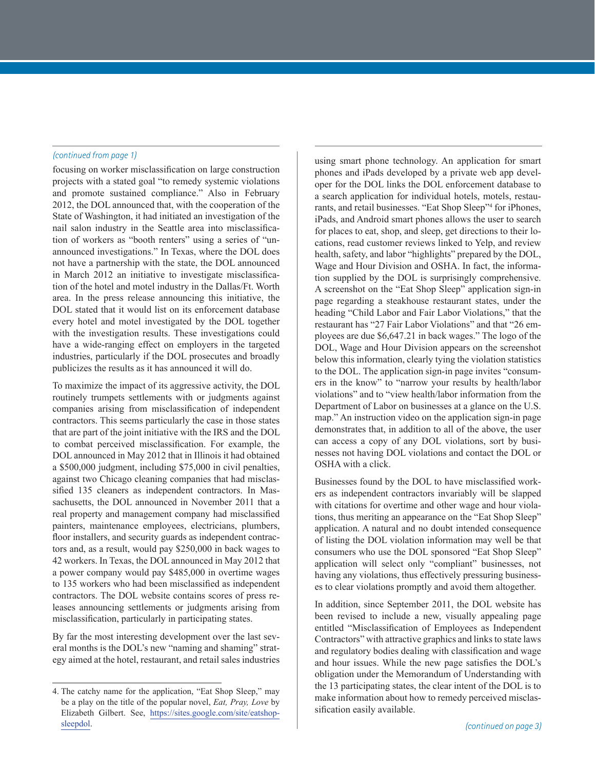*(continued from page 1)*

focusing on worker misclassification on large construction projects with a stated goal "to remedy systemic violations and promote sustained compliance." Also in February 2012, the DOL announced that, with the cooperation of the State of Washington, it had initiated an investigation of the nail salon industry in the Seattle area into misclassification of workers as "booth renters" using a series of "unannounced investigations." In Texas, where the DOL does not have a partnership with the state, the DOL announced in March 2012 an initiative to investigate misclassification of the hotel and motel industry in the Dallas/Ft. Worth area. In the press release announcing this initiative, the DOL stated that it would list on its enforcement database every hotel and motel investigated by the DOL together with the investigation results. These investigations could have a wide-ranging effect on employers in the targeted industries, particularly if the DOL prosecutes and broadly publicizes the results as it has announced it will do.

To maximize the impact of its aggressive activity, the DOL routinely trumpets settlements with or judgments against companies arising from misclassification of independent contractors. This seems particularly the case in those states that are part of the joint initiative with the IRS and the DOL to combat perceived misclassification. For example, the DOL announced in May 2012 that in Illinois it had obtained a $500,000 judgment, including $75,000 in civil penalties, against two Chicago cleaning companies that had misclassified 135 cleaners as independent contractors. In Massachusetts, the DOL announced in November 2011 that a real property and management company had misclassified painters, maintenance employees, electricians, plumbers, floor installers, and security guards as independent contractors and, as a result, would pay $250,000 in back wages to 42 workers. In Texas, the DOL announced in May 2012 that a power company would pay $485,000 in overtime wages to 135 workers who had been misclassified as independent contractors. The DOL website contains scores of press releases announcing settlements or judgments arising from misclassification, particularly in participating states.

By far the most interesting development over the last several months is the DOL's new "naming and shaming" strategy aimed at the hotel, restaurant, and retail sales industries using smart phone technology. An application for smart phones and iPads developed by a private web app developer for the DOL links the DOL enforcement database to a search application for individual hotels, motels, restaurants, and retail businesses. "Eat Shop Sleep"[4] for iPhones, iPads, and Android smart phones allows the user to search for places to eat, shop, and sleep, get directions to their locations, read customer reviews linked to Yelp, and review health, safety, and labor "highlights" prepared by the DOL, Wage and Hour Division and OSHA. In fact, the information supplied by the DOL is surprisingly comprehensive. A screenshot on the "Eat Shop Sleep" application sign-in page regarding a steakhouse restaurant states, under the heading "Child Labor and Fair Labor Violations," that the restaurant has "27 Fair Labor Violations" and that "26 employees are due $6,647.21 in back wages." The logo of the DOL, Wage and Hour Division appears on the screenshot below this information, clearly tying the violation statistics to the DOL. The application sign-in page invites "consumers in the know" to "narrow your results by health/labor violations" and to "view health/labor information from the Department of Labor on businesses at a glance on the U.S. map." An instruction video on the application sign-in page demonstrates that, in addition to all of the above, the user can access a copy of any DOL violations, sort by businesses not having DOL violations and contact the DOL or OSHA with a click.

Businesses found by the DOL to have misclassified workers as independent contractors invariably will be slapped with citations for overtime and other wage and hour violations, thus meriting an appearance on the "Eat Shop Sleep" application. A natural and no doubt intended consequence of listing the DOL violation information may well be that consumers who use the DOL sponsored "Eat Shop Sleep" application will select only "compliant" businesses, not having any violations, thus effectively pressuring businesses to clear violations promptly and avoid them altogether.

In addition, since September 2011, the DOL website has been revised to include a new, visually appealing page entitled "Misclassification of Employees as Independent Contractors" with attractive graphics and links to state laws and regulatory bodies dealing with classification and wage and hour issues. While the new page satisfies the DOL's obligation under the Memorandum of Understanding with the 13 participating states, the clear intent of the DOL is to make information about how to remedy perceived misclassification easily available.

*(continued on page 3)*

4. The catchy name for the application, "Eat Shop Sleep," may be a play on the title of the popular novel, *Eat, Pray, Love* by Elizabeth Gilbert. See, https://sites.google.com/site/eatshopsleepdol.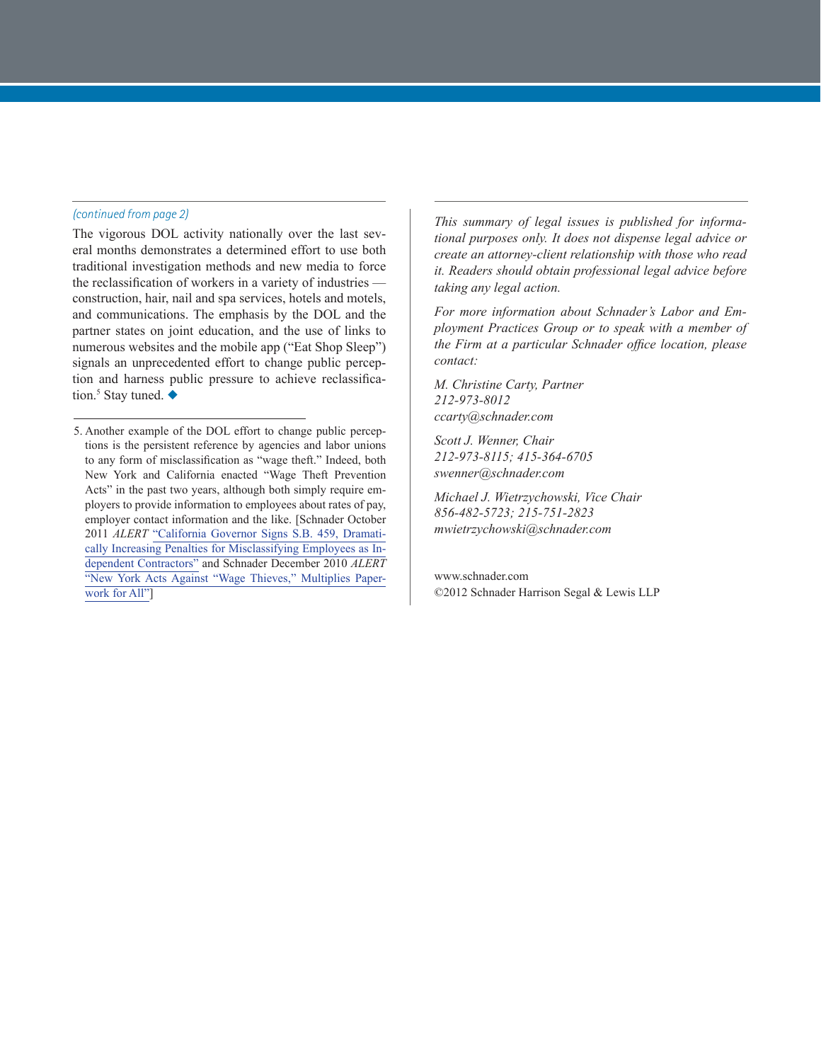*(continued from page 2)*

The vigorous DOL activity nationally over the last several months demonstrates a determined effort to use both traditional investigation methods and new media to force the reclassification of workers in a variety of industries — construction, hair, nail and spa services, hotels and motels, and communications. The emphasis by the DOL and the partner states on joint education, and the use of links to numerous websites and the mobile app ("Eat Shop Sleep") signals an unprecedented effort to change public perception and harness public pressure to achieve reclassification.[5] Stay tuned. ◆

---

5. Another example of the DOL effort to change public perceptions is the persistent reference by agencies and labor unions to any form of misclassification as "wage theft." Indeed, both New York and California enacted "Wage Theft Prevention Acts" in the past two years, although both simply require employers to provide information to employees about rates of pay, employer contact information and the like. [Schnader October 2011 *ALERT* "California Governor Signs S.B. 459, Dramatically Increasing Penalties for Misclassifying Employees as Independent Contractors" and Schnader December 2010 *ALERT* "New York Acts Against "Wage Thieves," Multiplies Paperwork for All"]

---

*This summary of legal issues is published for informational purposes only. It does not dispense legal advice or create an attorney-client relationship with those who read it. Readers should obtain professional legal advice before taking any legal action.*

*For more information about Schnader's Labor and Employment Practices Group or to speak with a member of the Firm at a particular Schnader office location, please contact:*

*M. Christine Carty, Partner*
*212-973-8012*
*ccarty@schnader.com*

*Scott J. Wenner, Chair*
*212-973-8115; 415-364-6705*
*swenner@schnader.com*

*Michael J. Wietrzychowski, Vice Chair*
*856-482-5723; 215-751-2823*
*mwietrzychowski@schnader.com*

www.schnader.com
©2012 Schnader Harrison Segal & Lewis LLP